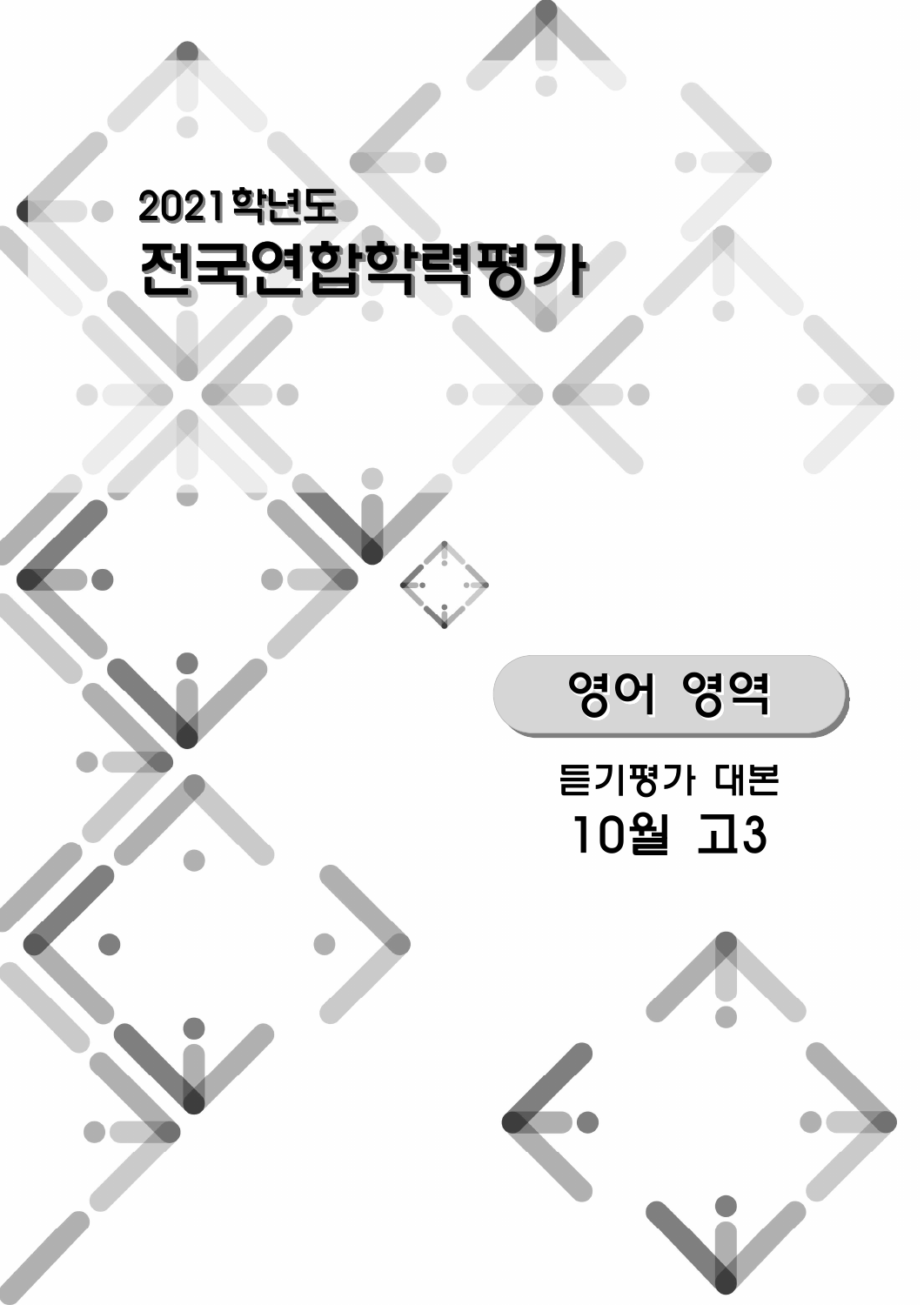2021학년도

# 전국연합학력평가

## 영어 영역

듣기평가 대본

**10월 고3**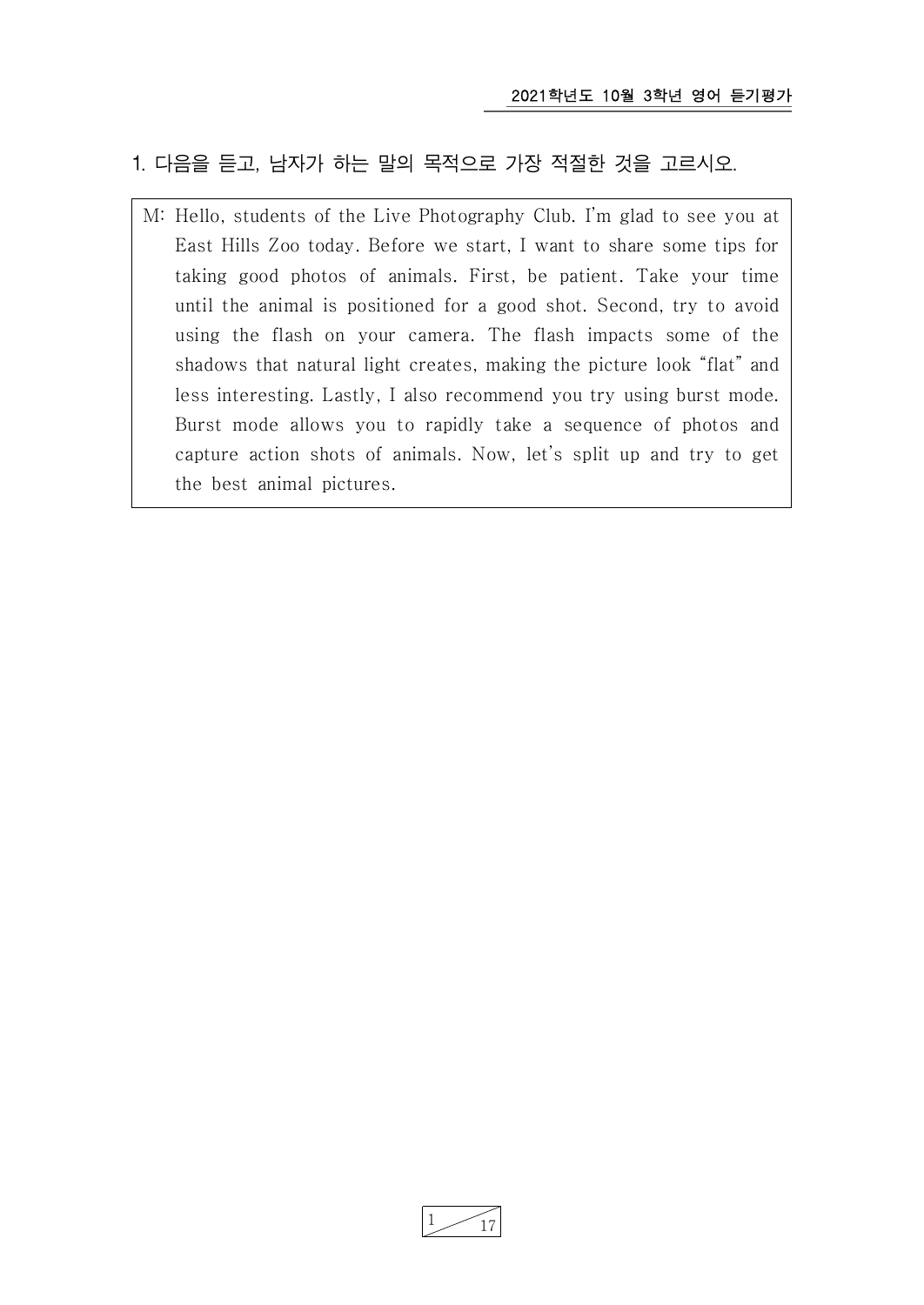1. 다음을 듣고, 남자가 하는 말의 목적으로 가장 적절한 것을 고르시오.

M: Hello, students of the Live Photography Club. I'm glad to see you at East Hills Zoo today. Before we start, I want to share some tips for taking good photos of animals. First, be patient. Take your time until the animal is positioned for a good shot. Second, try to avoid using the flash on your camera. The flash impacts some of the shadows that natural light creates, making the picture look "flat" and less interesting. Lastly, I also recommend you try using burst mode. Burst mode allows you to rapidly take a sequence of photos and capture action shots of animals. Now, let's split up and try to get the best animal pictures.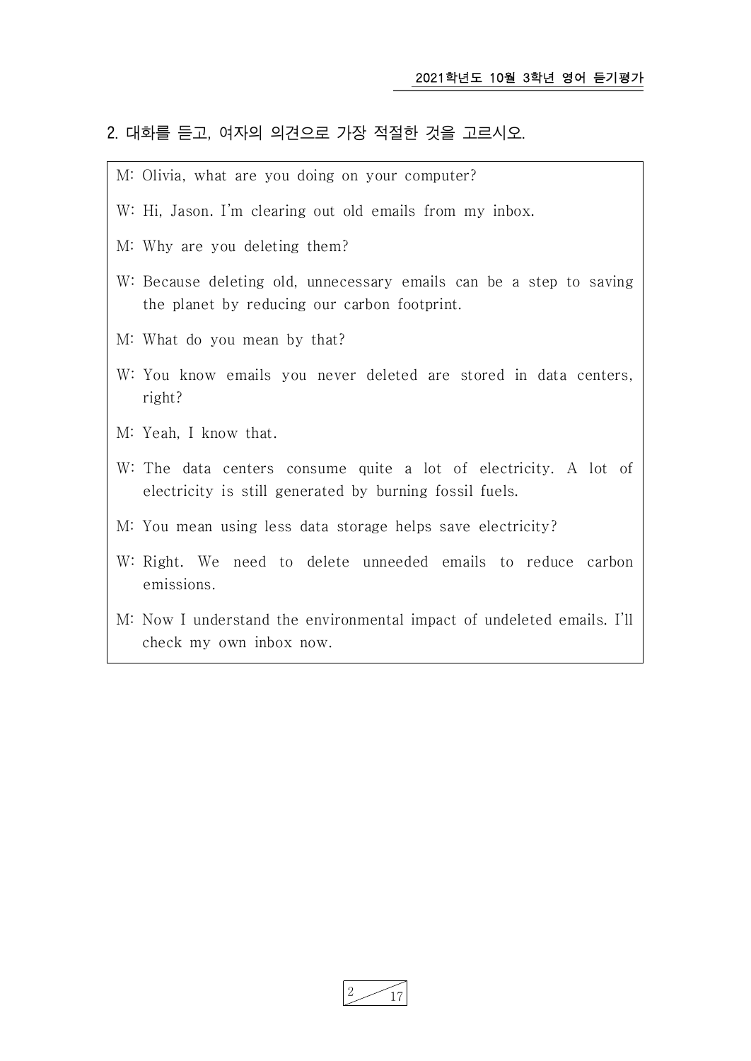2. 대화를 듣고, 여자의 의견으로 가장 적절한 것을 고르시오.

M: Olivia, what are you doing on your computer?

W: Hi, Jason. I'm clearing out old emails from my inbox.

M: Why are you deleting them?

W: Because deleting old, unnecessary emails can be a step to saving the planet by reducing our carbon footprint.

M: What do you mean by that?

W: You know emails you never deleted are stored in data centers, right?

M: Yeah, I know that.

W: The data centers consume quite a lot of electricity. A lot of electricity is still generated by burning fossil fuels.

M: You mean using less data storage helps save electricity?

W: Right. We need to delete unneeded emails to reduce carbon emissions.

M: Now I understand the environmental impact of undeleted emails. I'll check my own inbox now.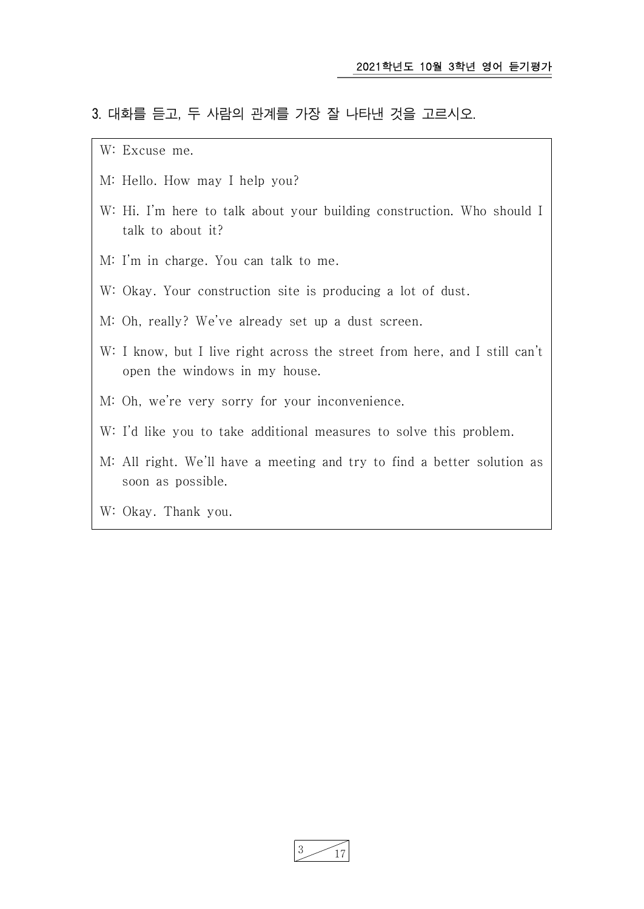3. 대화를 듣고, 두 사람의 관계를 가장 잘 나타낸 것을 고르시오.

W: Excuse me.

M: Hello. How may I help you?

W: Hi. I'm here to talk about your building construction. Who should I talk to about it?

M: I'm in charge. You can talk to me.

W: Okay. Your construction site is producing a lot of dust.

M: Oh, really? We've already set up a dust screen.

W: I know, but I live right across the street from here, and I still can't open the windows in my house.

M: Oh, we're very sorry for your inconvenience.

W: I'd like you to take additional measures to solve this problem.

M: All right. We'll have a meeting and try to find a better solution as soon as possible.

W: Okay. Thank you.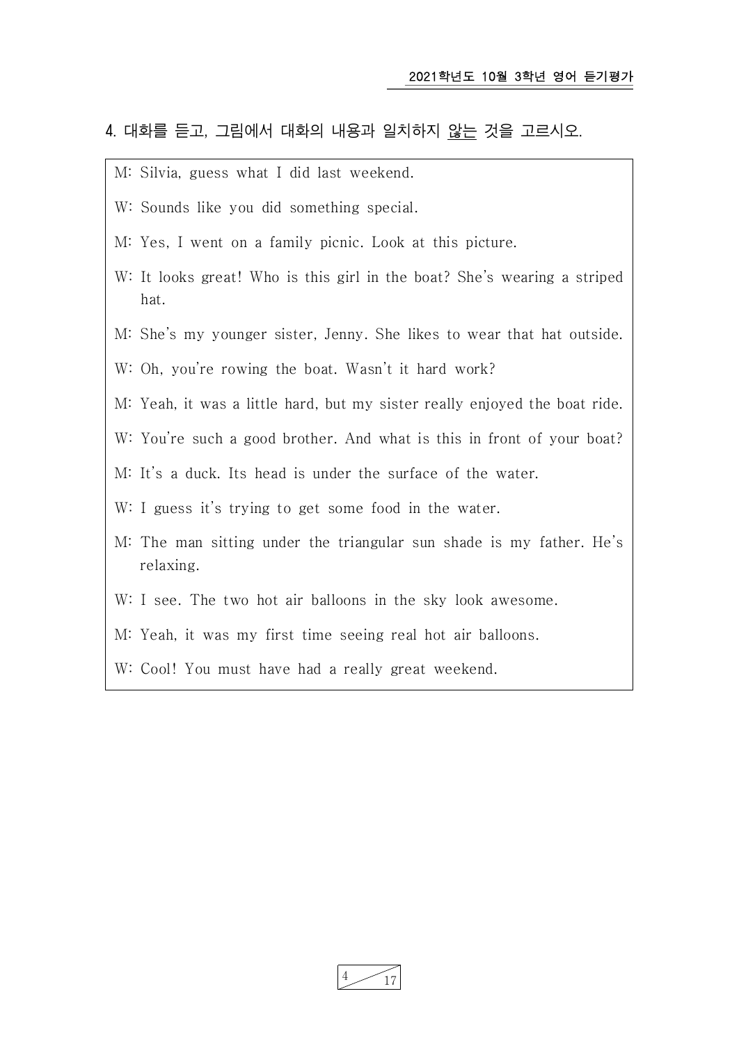4. 대화를 듣고, 그림에서 대화의 내용과 일치하지 않는 것을 고르시오.

M: Silvia, guess what I did last weekend.

W: Sounds like you did something special.

M: Yes, I went on a family picnic. Look at this picture.

W: It looks great! Who is this girl in the boat? She's wearing a striped hat.

M: She's my younger sister, Jenny. She likes to wear that hat outside.

W: Oh, you're rowing the boat. Wasn't it hard work?

M: Yeah, it was a little hard, but my sister really enjoyed the boat ride.

W: You're such a good brother. And what is this in front of your boat?

M: It's a duck. Its head is under the surface of the water.

W: I guess it's trying to get some food in the water.

M: The man sitting under the triangular sun shade is my father. He's relaxing.

W: I see. The two hot air balloons in the sky look awesome.

M: Yeah, it was my first time seeing real hot air balloons.

W: Cool! You must have had a really great weekend.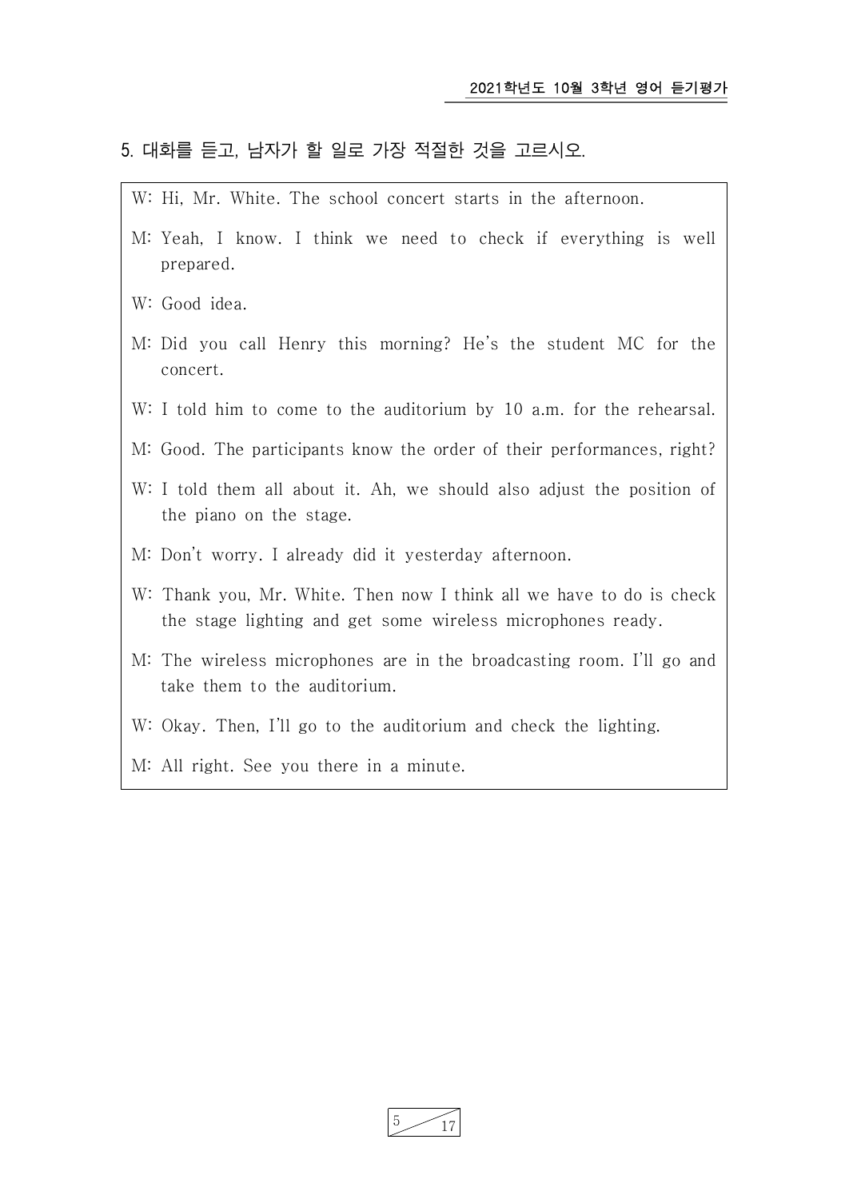5. 대화를 듣고, 남자가 할 일로 가장 적절한 것을 고르시오.

W: Hi, Mr. White. The school concert starts in the afternoon.

M: Yeah, I know. I think we need to check if everything is well prepared.

W: Good idea.

M: Did you call Henry this morning? He's the student MC for the concert.

W: I told him to come to the auditorium by 10 a.m. for the rehearsal.

M: Good. The participants know the order of their performances, right?

W: I told them all about it. Ah, we should also adjust the position of the piano on the stage.

M: Don't worry. I already did it yesterday afternoon.

W: Thank you, Mr. White. Then now I think all we have to do is check the stage lighting and get some wireless microphones ready.

M: The wireless microphones are in the broadcasting room. I'll go and take them to the auditorium.

W: Okay. Then, I'll go to the auditorium and check the lighting.

M: All right. See you there in a minute.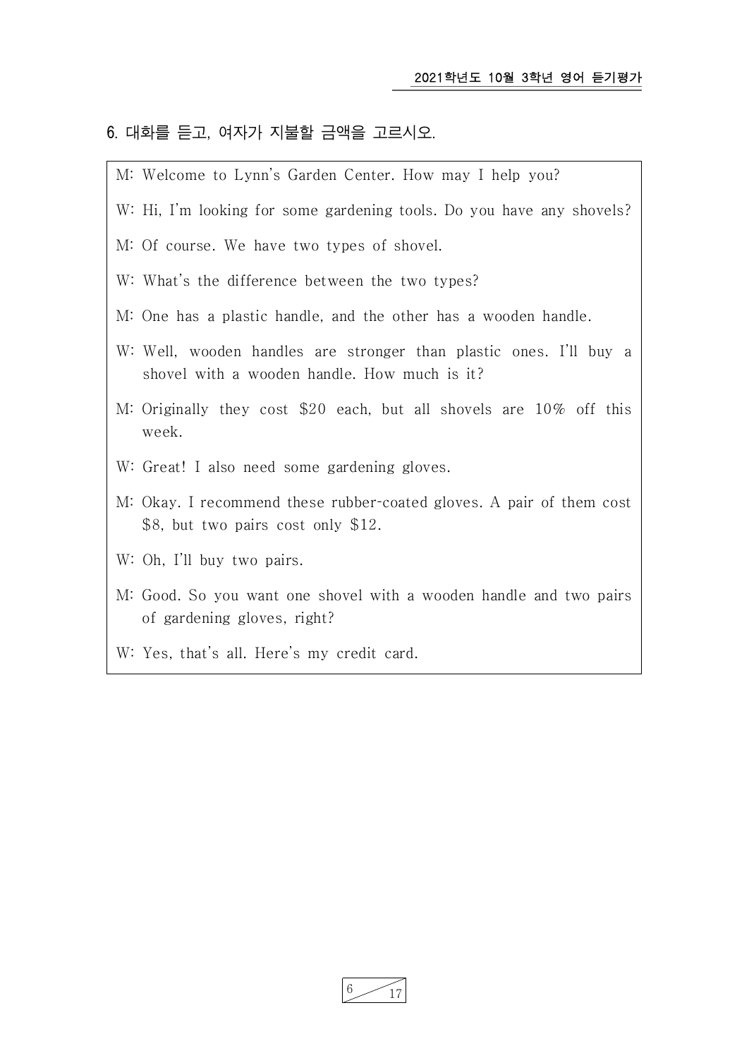6. 대화를 듣고, 여자가 지불할 금액을 고르시오.

M: Welcome to Lynn's Garden Center. How may I help you?

W: Hi, I'm looking for some gardening tools. Do you have any shovels?

M: Of course. We have two types of shovel.

W: What's the difference between the two types?

M: One has a plastic handle, and the other has a wooden handle.

W: Well, wooden handles are stronger than plastic ones. I'll buy a shovel with a wooden handle. How much is it?

M: Originally they cost $20 each, but all shovels are 10% off this week.

W: Great! I also need some gardening gloves.

M: Okay. I recommend these rubber-coated gloves. A pair of them cost $8, but two pairs cost only $12.

W: Oh, I'll buy two pairs.

M: Good. So you want one shovel with a wooden handle and two pairs of gardening gloves, right?

W: Yes, that's all. Here's my credit card.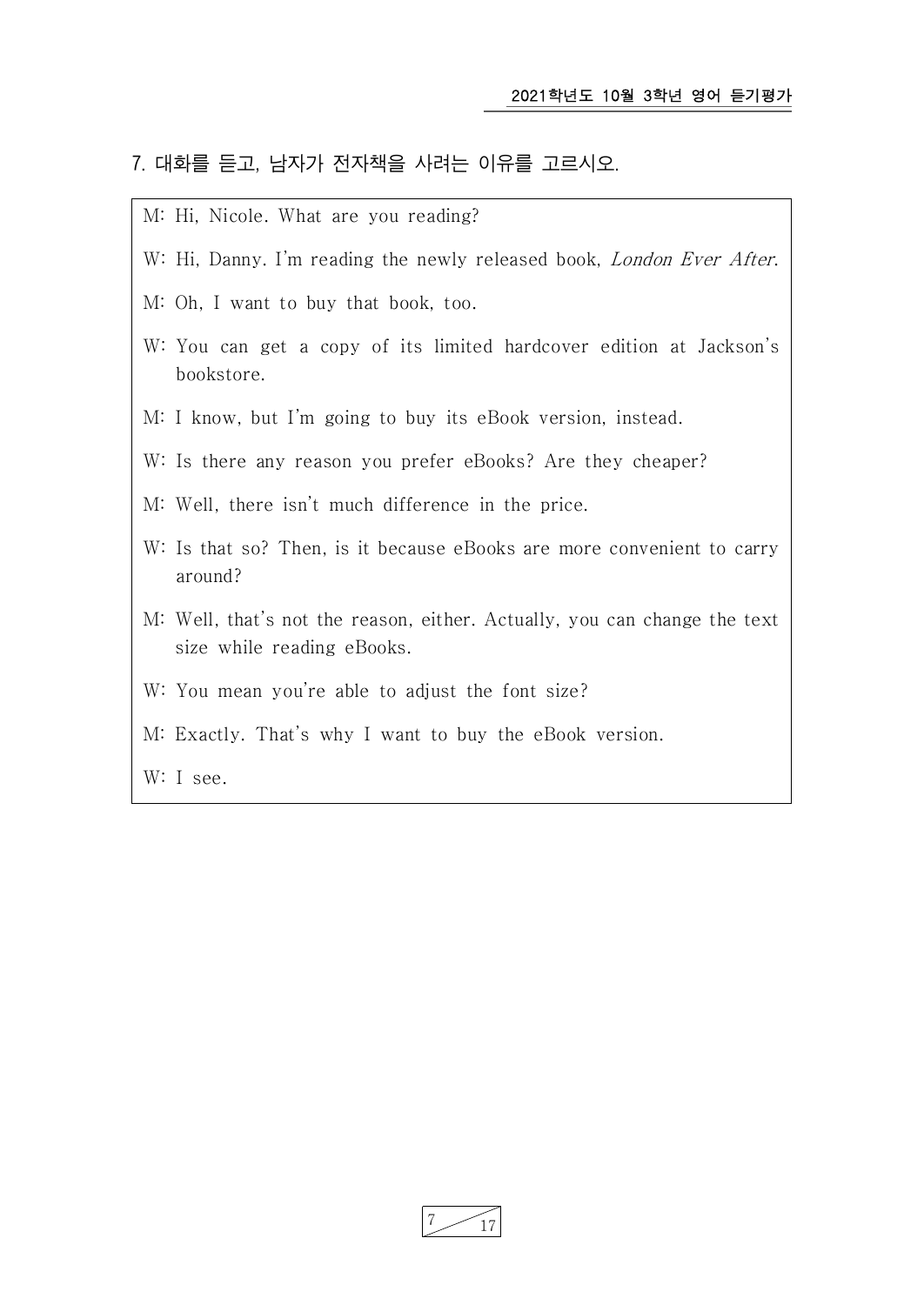7. 대화를 듣고, 남자가 전자책을 사려는 이유를 고르시오.

M: Hi, Nicole. What are you reading?

W: Hi, Danny. I'm reading the newly released book, *London Ever After*.

M: Oh, I want to buy that book, too.

W: You can get a copy of its limited hardcover edition at Jackson's bookstore.

M: I know, but I'm going to buy its eBook version, instead.

W: Is there any reason you prefer eBooks? Are they cheaper?

M: Well, there isn't much difference in the price.

W: Is that so? Then, is it because eBooks are more convenient to carry around?

M: Well, that's not the reason, either. Actually, you can change the text size while reading eBooks.

W: You mean you're able to adjust the font size?

M: Exactly. That's why I want to buy the eBook version.

W: I see.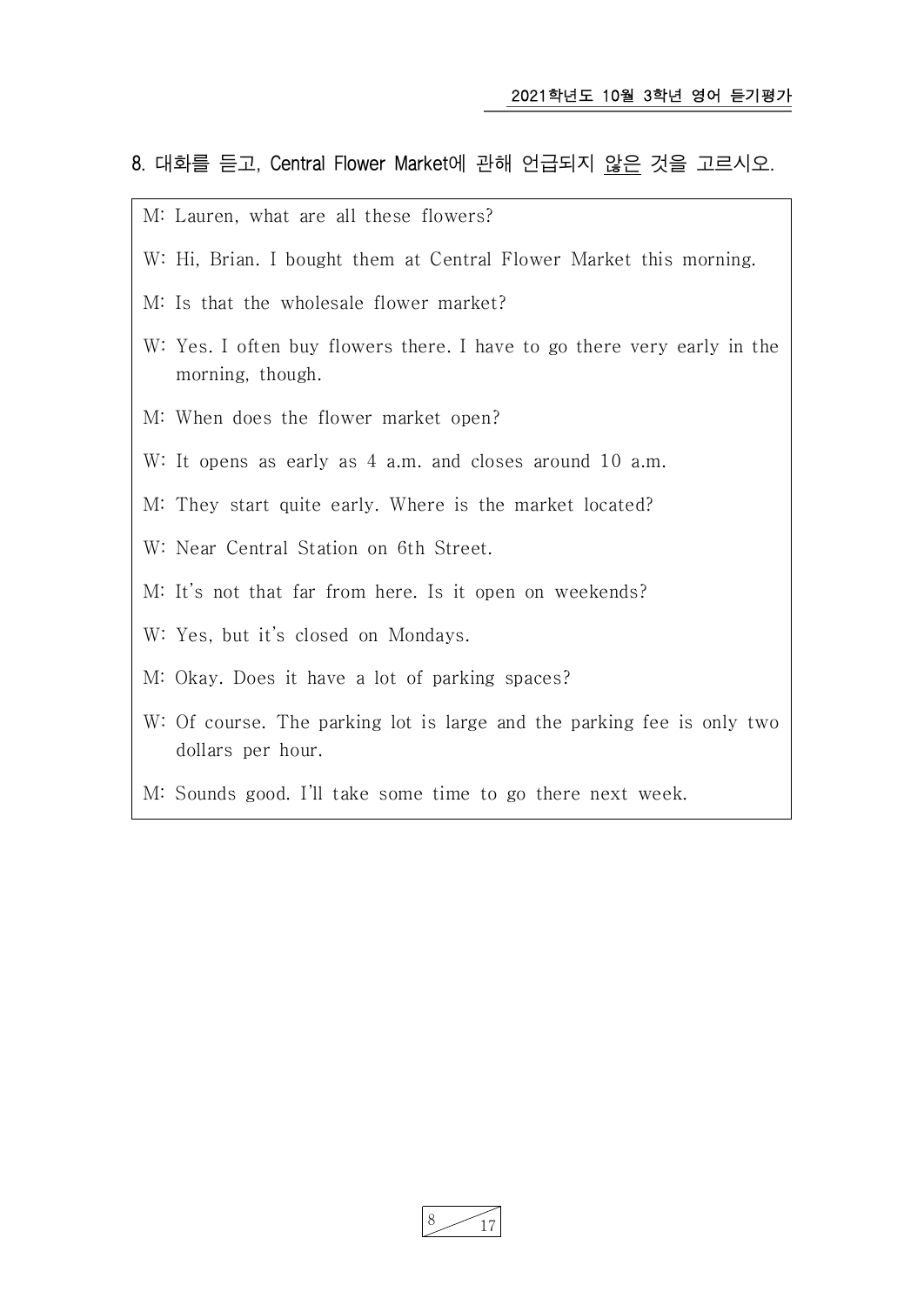8. 대화를 듣고, Central Flower Market에 관해 언급되지 않은 것을 고르시오.

M: Lauren, what are all these flowers?

W: Hi, Brian. I bought them at Central Flower Market this morning.

M: Is that the wholesale flower market?

W: Yes. I often buy flowers there. I have to go there very early in the morning, though.

M: When does the flower market open?

W: It opens as early as 4 a.m. and closes around 10 a.m.

M: They start quite early. Where is the market located?

W: Near Central Station on 6th Street.

M: It's not that far from here. Is it open on weekends?

W: Yes, but it's closed on Mondays.

M: Okay. Does it have a lot of parking spaces?

W: Of course. The parking lot is large and the parking fee is only two dollars per hour.

M: Sounds good. I'll take some time to go there next week.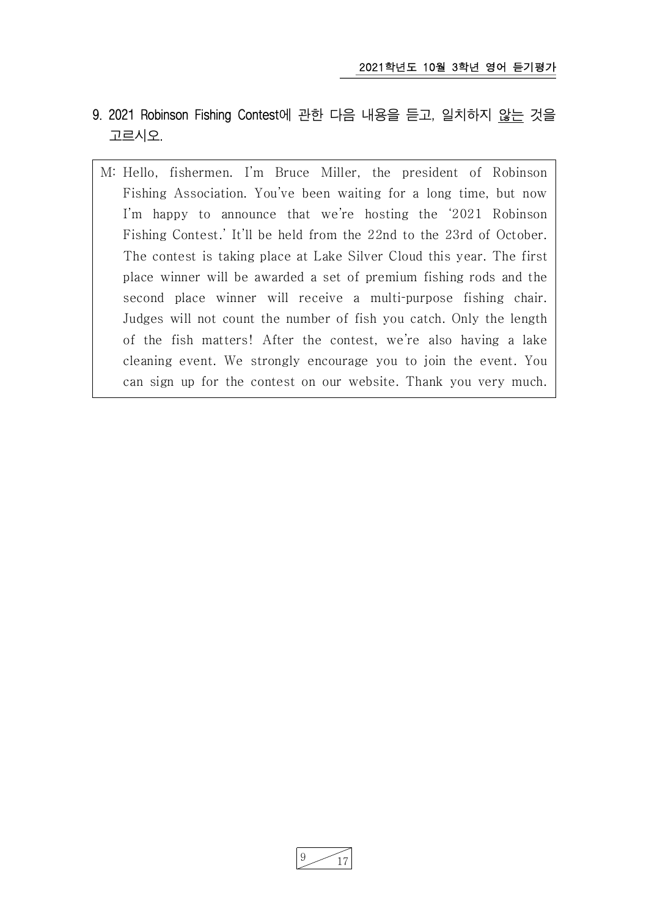9. 2021 Robinson Fishing Contest에 관한 다음 내용을 듣고, 일치하지 <u>않는</u> 것을 고르시오.

M: Hello, fishermen. I'm Bruce Miller, the president of Robinson Fishing Association. You've been waiting for a long time, but now I'm happy to announce that we're hosting the '2021 Robinson Fishing Contest.' It'll be held from the 22nd to the 23rd of October. The contest is taking place at Lake Silver Cloud this year. The first place winner will be awarded a set of premium fishing rods and the second place winner will receive a multi-purpose fishing chair. Judges will not count the number of fish you catch. Only the length of the fish matters! After the contest, we're also having a lake cleaning event. We strongly encourage you to join the event. You can sign up for the contest on our website. Thank you very much.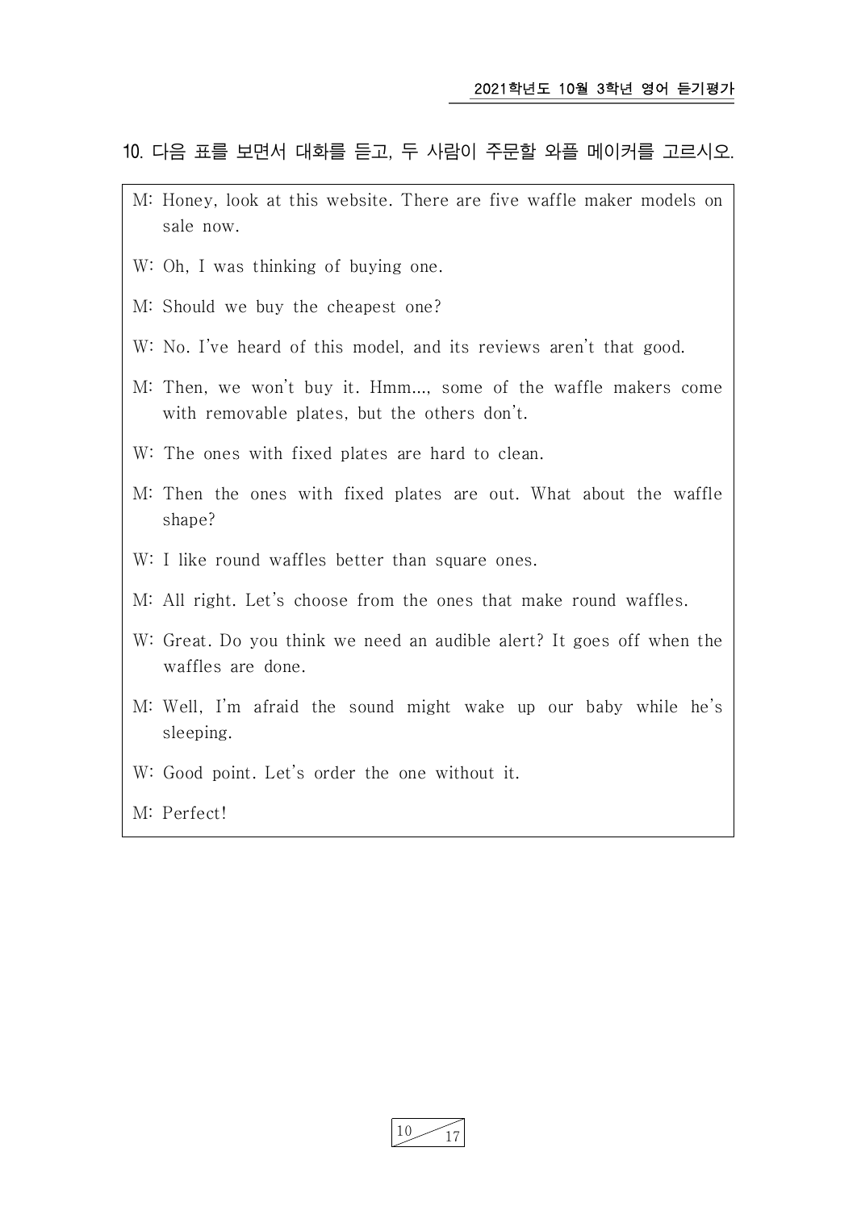10. 다음 표를 보면서 대화를 듣고, 두 사람이 주문할 와플 메이커를 고르시오.

M: Honey, look at this website. There are five waffle maker models on sale now.

W: Oh, I was thinking of buying one.

M: Should we buy the cheapest one?

W: No. I've heard of this model, and its reviews aren't that good.

M: Then, we won't buy it. Hmm..., some of the waffle makers come with removable plates, but the others don't.

W: The ones with fixed plates are hard to clean.

M: Then the ones with fixed plates are out. What about the waffle shape?

W: I like round waffles better than square ones.

M: All right. Let's choose from the ones that make round waffles.

W: Great. Do you think we need an audible alert? It goes off when the waffles are done.

M: Well, I'm afraid the sound might wake up our baby while he's sleeping.

W: Good point. Let's order the one without it.

M: Perfect!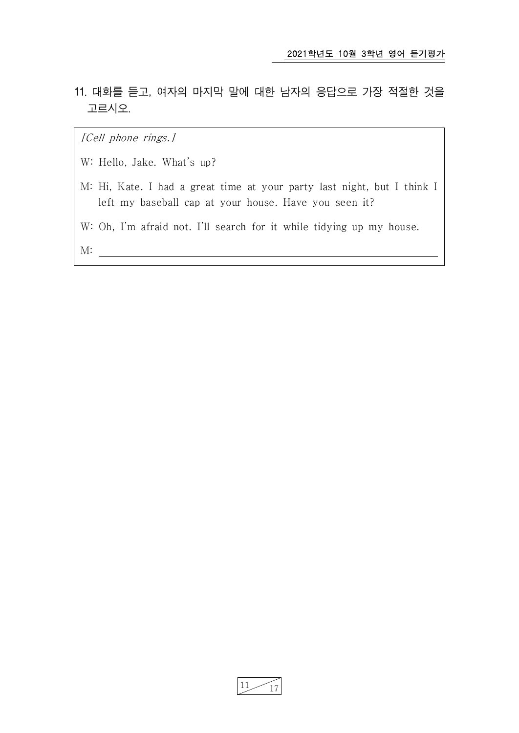11. 대화를 듣고, 여자의 마지막 말에 대한 남자의 응답으로 가장 적절한 것을 고르시오.

*[Cell phone rings.]*

W: Hello, Jake. What's up?

M: Hi, Kate. I had a great time at your party last night, but I think I left my baseball cap at your house. Have you seen it?

W: Oh, I'm afraid not. I'll search for it while tidying up my house.

M: ______________________________________________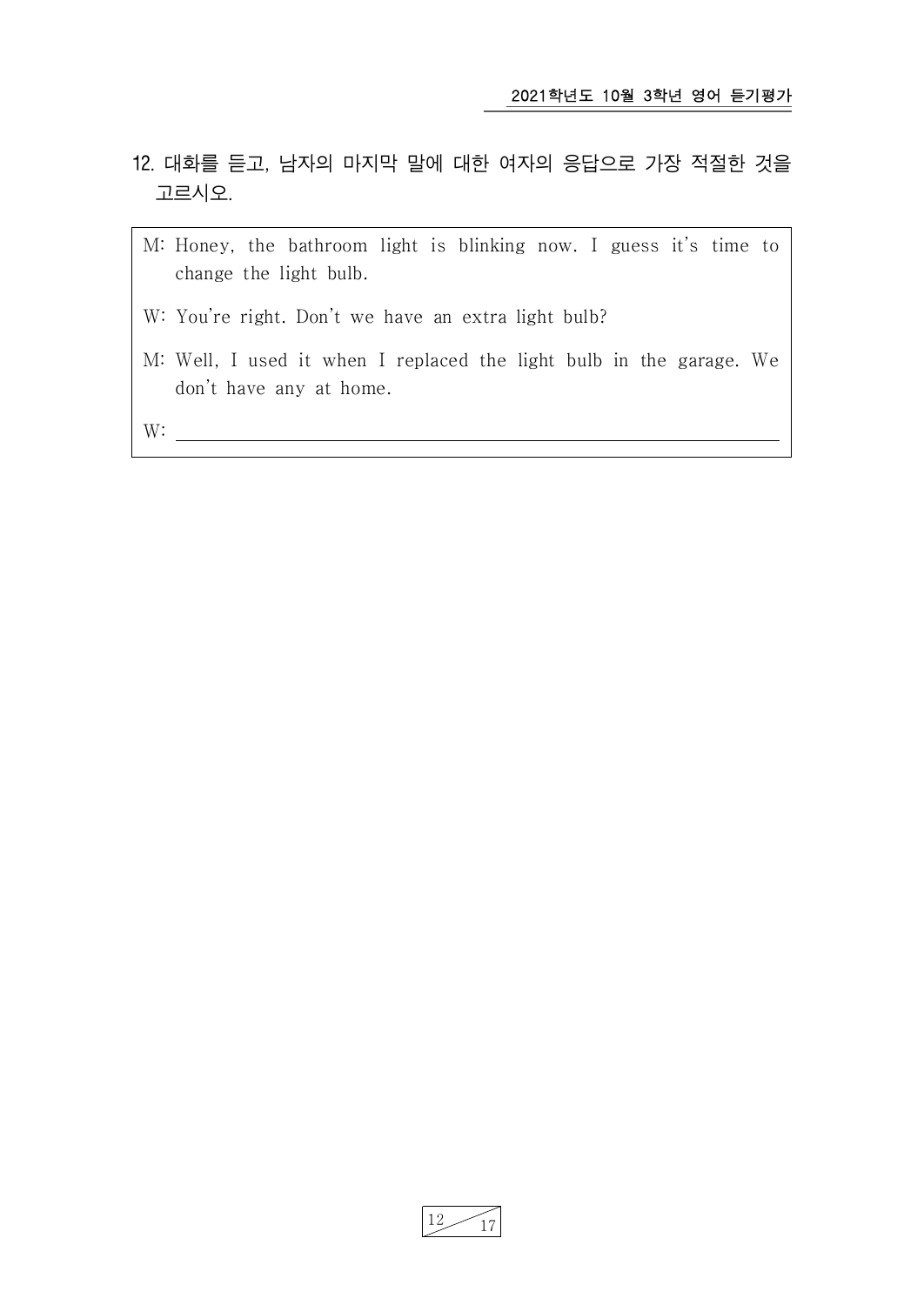12. 대화를 듣고, 남자의 마지막 말에 대한 여자의 응답으로 가장 적절한 것을 고르시오.

M: Honey, the bathroom light is blinking now. I guess it's time to change the light bulb.

W: You're right. Don't we have an extra light bulb?

M: Well, I used it when I replaced the light bulb in the garage. We don't have any at home.

W: ______________________________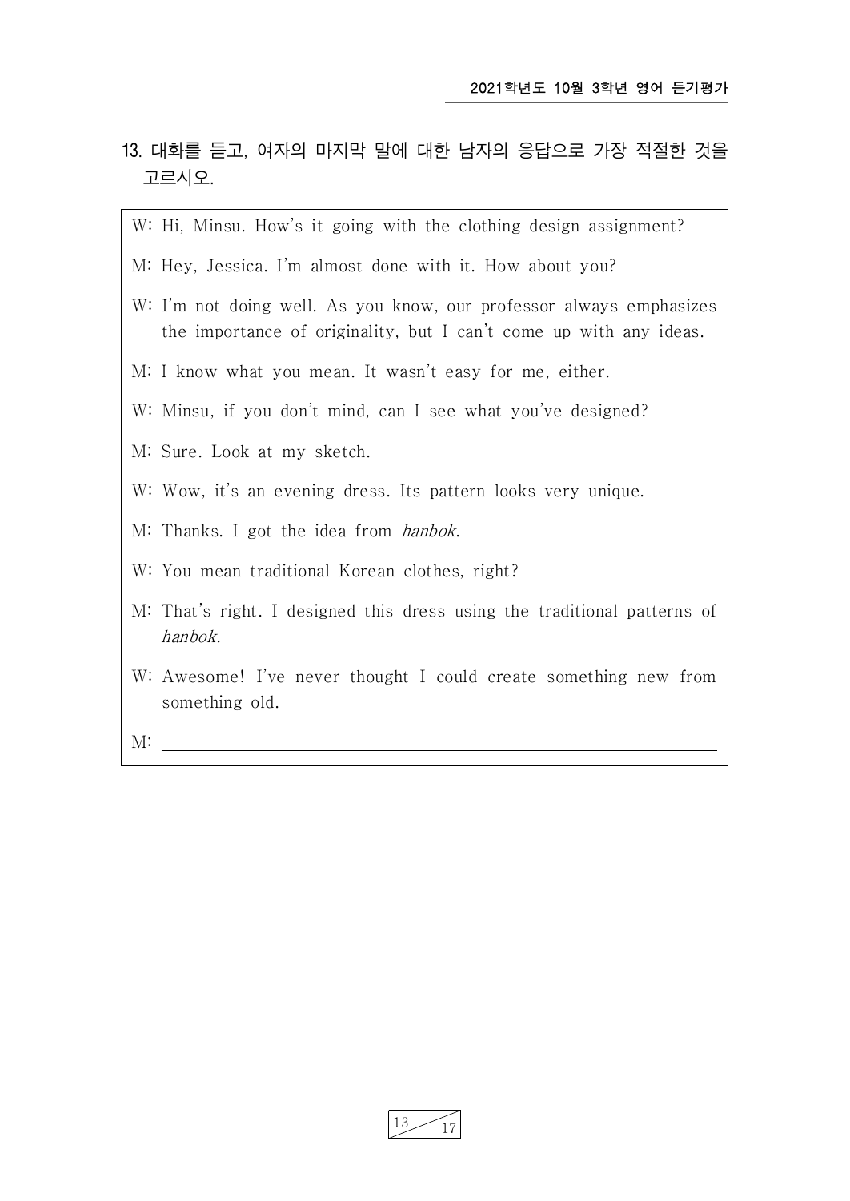13. 대화를 듣고, 여자의 마지막 말에 대한 남자의 응답으로 가장 적절한 것을 고르시오.

W: Hi, Minsu. How's it going with the clothing design assignment?

M: Hey, Jessica. I'm almost done with it. How about you?

W: I'm not doing well. As you know, our professor always emphasizes the importance of originality, but I can't come up with any ideas.

M: I know what you mean. It wasn't easy for me, either.

W: Minsu, if you don't mind, can I see what you've designed?

M: Sure. Look at my sketch.

W: Wow, it's an evening dress. Its pattern looks very unique.

M: Thanks. I got the idea from *hanbok*.

W: You mean traditional Korean clothes, right?

M: That's right. I designed this dress using the traditional patterns of *hanbok*.

W: Awesome! I've never thought I could create something new from something old.

M: ______________________________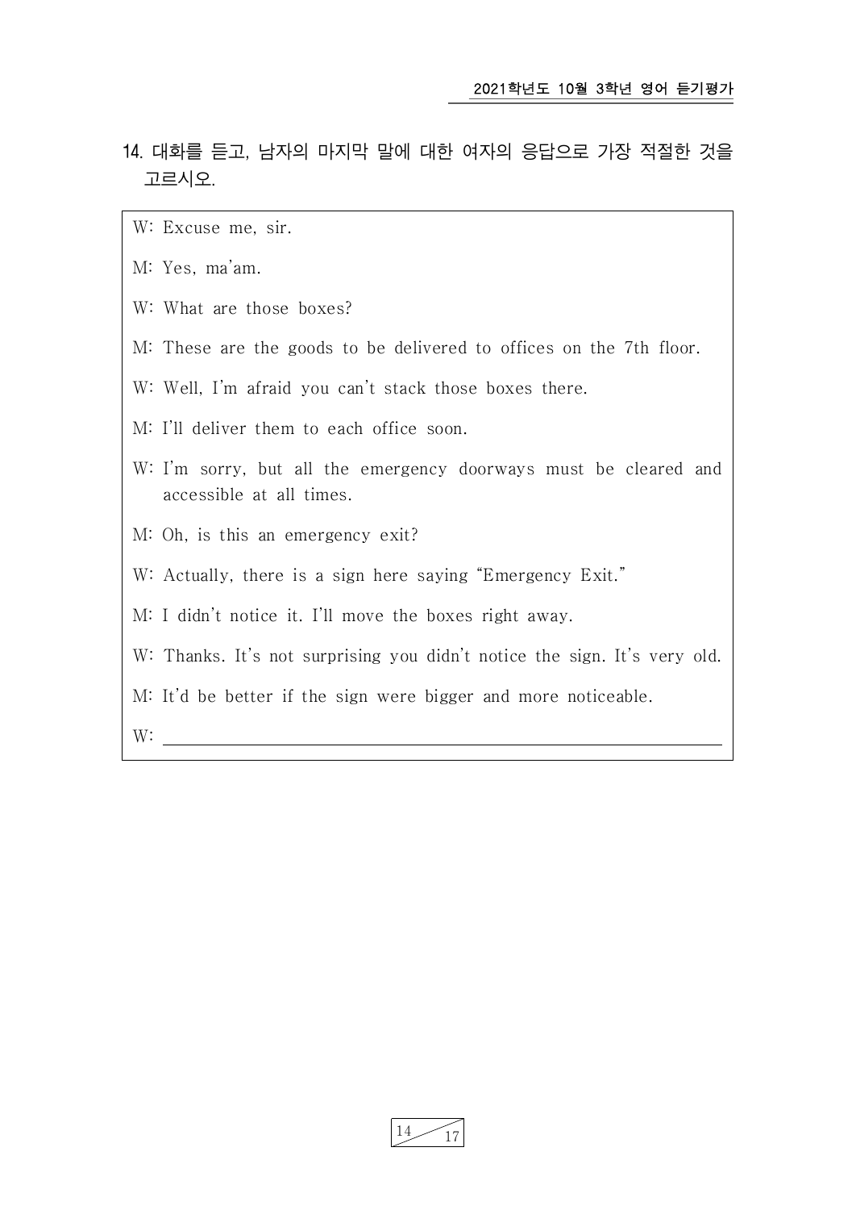14. 대화를 듣고, 남자의 마지막 말에 대한 여자의 응답으로 가장 적절한 것을 고르시오.

W: Excuse me, sir.

M: Yes, ma'am.

W: What are those boxes?

M: These are the goods to be delivered to offices on the 7th floor.

W: Well, I'm afraid you can't stack those boxes there.

M: I'll deliver them to each office soon.

W: I'm sorry, but all the emergency doorways must be cleared and accessible at all times.

M: Oh, is this an emergency exit?

W: Actually, there is a sign here saying "Emergency Exit."

M: I didn't notice it. I'll move the boxes right away.

W: Thanks. It's not surprising you didn't notice the sign. It's very old.

M: It'd be better if the sign were bigger and more noticeable.

W: ______________________________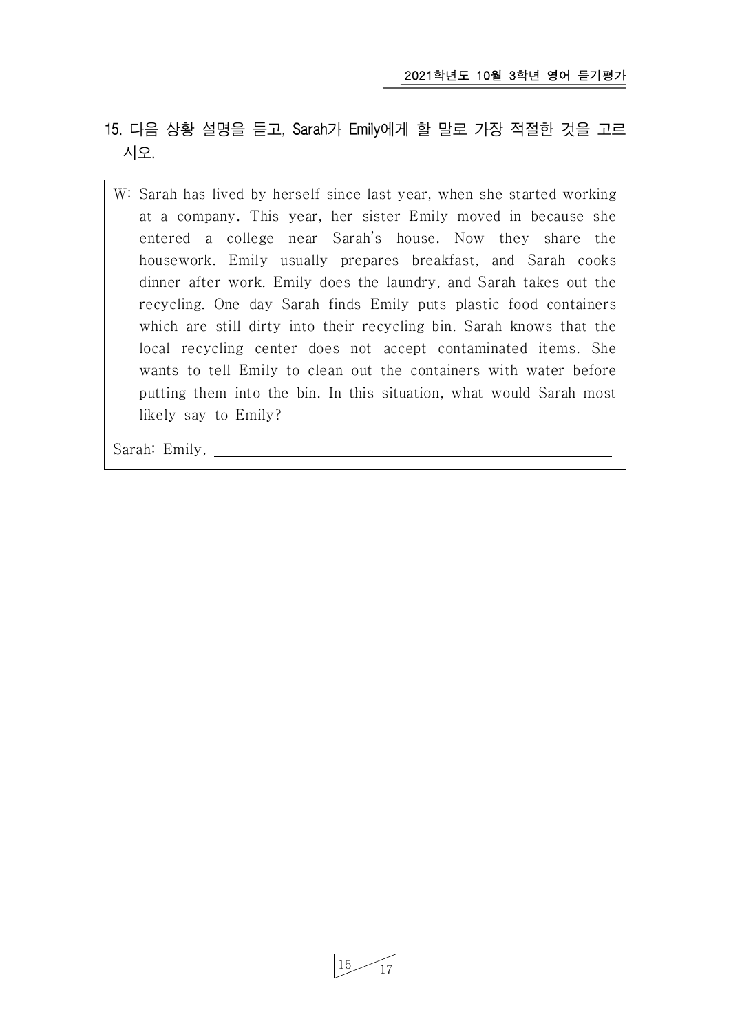15. 다음 상황 설명을 듣고, Sarah가 Emily에게 할 말로 가장 적절한 것을 고르시오.

W: Sarah has lived by herself since last year, when she started working at a company. This year, her sister Emily moved in because she entered a college near Sarah's house. Now they share the housework. Emily usually prepares breakfast, and Sarah cooks dinner after work. Emily does the laundry, and Sarah takes out the recycling. One day Sarah finds Emily puts plastic food containers which are still dirty into their recycling bin. Sarah knows that the local recycling center does not accept contaminated items. She wants to tell Emily to clean out the containers with water before putting them into the bin. In this situation, what would Sarah most likely say to Emily?

Sarah: Emily, ______________________________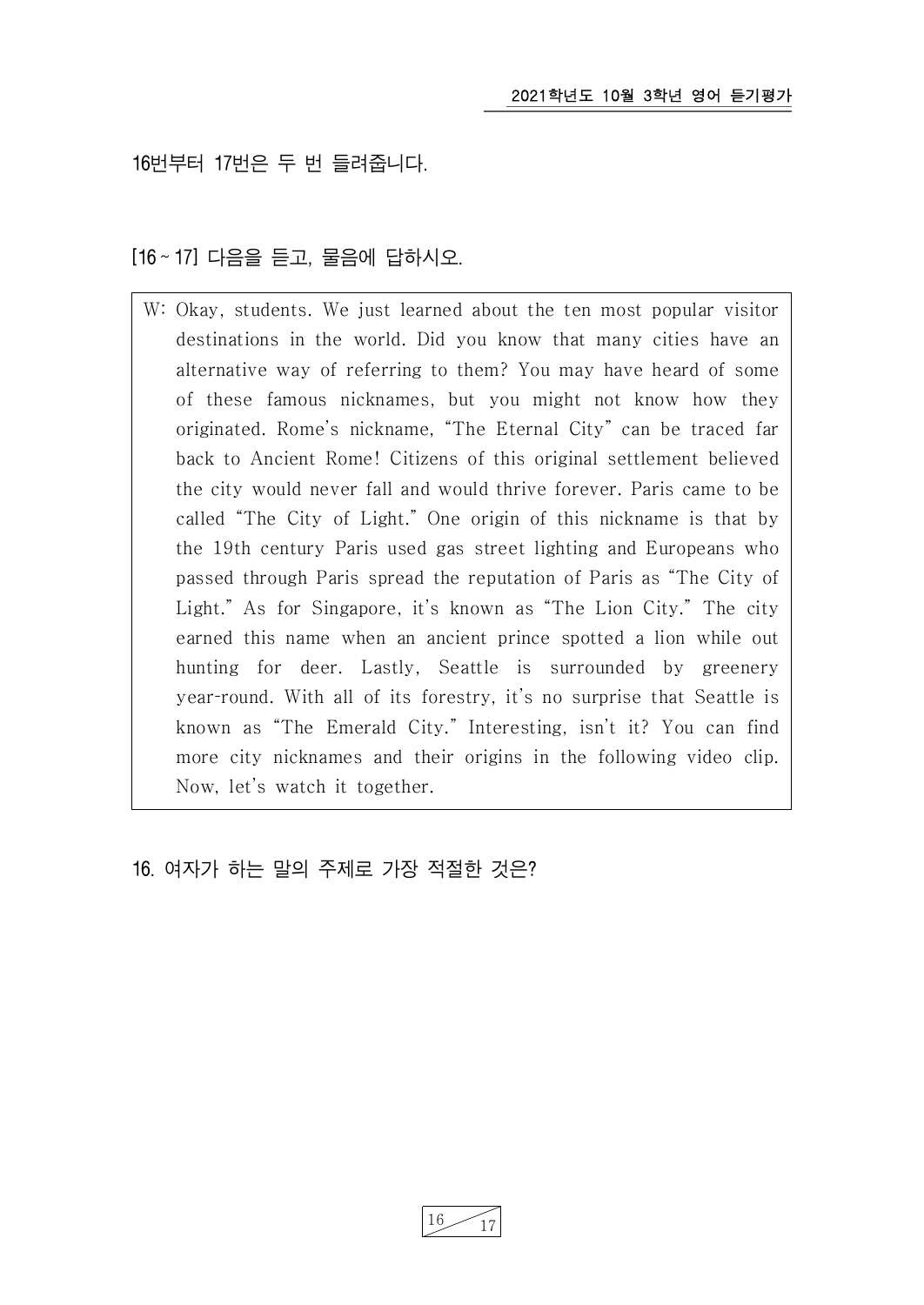16번부터 17번은 두 번 들려줍니다.

[16 ~ 17] 다음을 듣고, 물음에 답하시오.

W: Okay, students. We just learned about the ten most popular visitor destinations in the world. Did you know that many cities have an alternative way of referring to them? You may have heard of some of these famous nicknames, but you might not know how they originated. Rome's nickname, "The Eternal City" can be traced far back to Ancient Rome! Citizens of this original settlement believed the city would never fall and would thrive forever. Paris came to be called "The City of Light." One origin of this nickname is that by the 19th century Paris used gas street lighting and Europeans who passed through Paris spread the reputation of Paris as "The City of Light." As for Singapore, it's known as "The Lion City." The city earned this name when an ancient prince spotted a lion while out hunting for deer. Lastly, Seattle is surrounded by greenery year-round. With all of its forestry, it's no surprise that Seattle is known as "The Emerald City." Interesting, isn't it? You can find more city nicknames and their origins in the following video clip. Now, let's watch it together.

16. 여자가 하는 말의 주제로 가장 적절한 것은?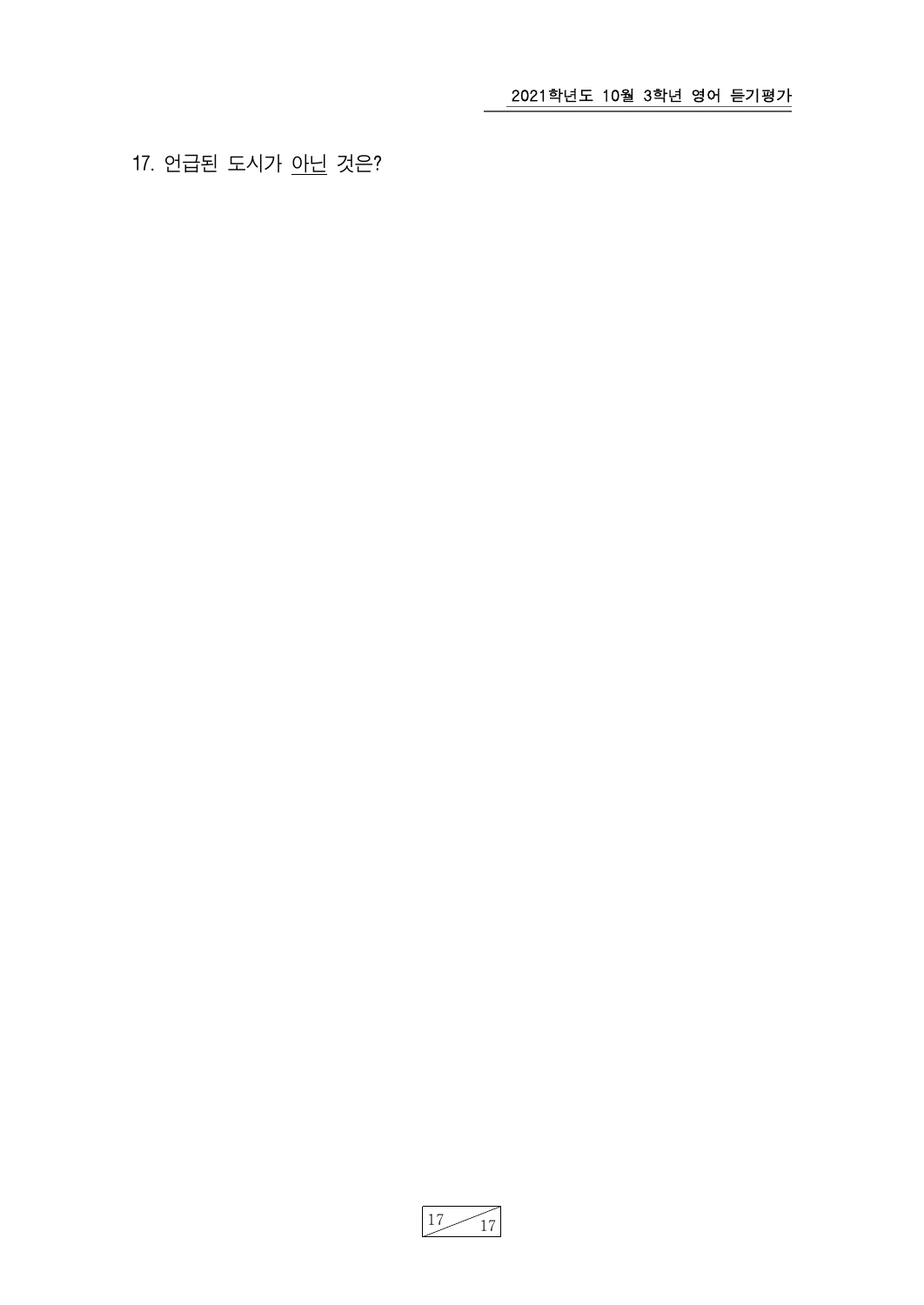17. 언급된 도시가 <u>아닌</u> 것은?